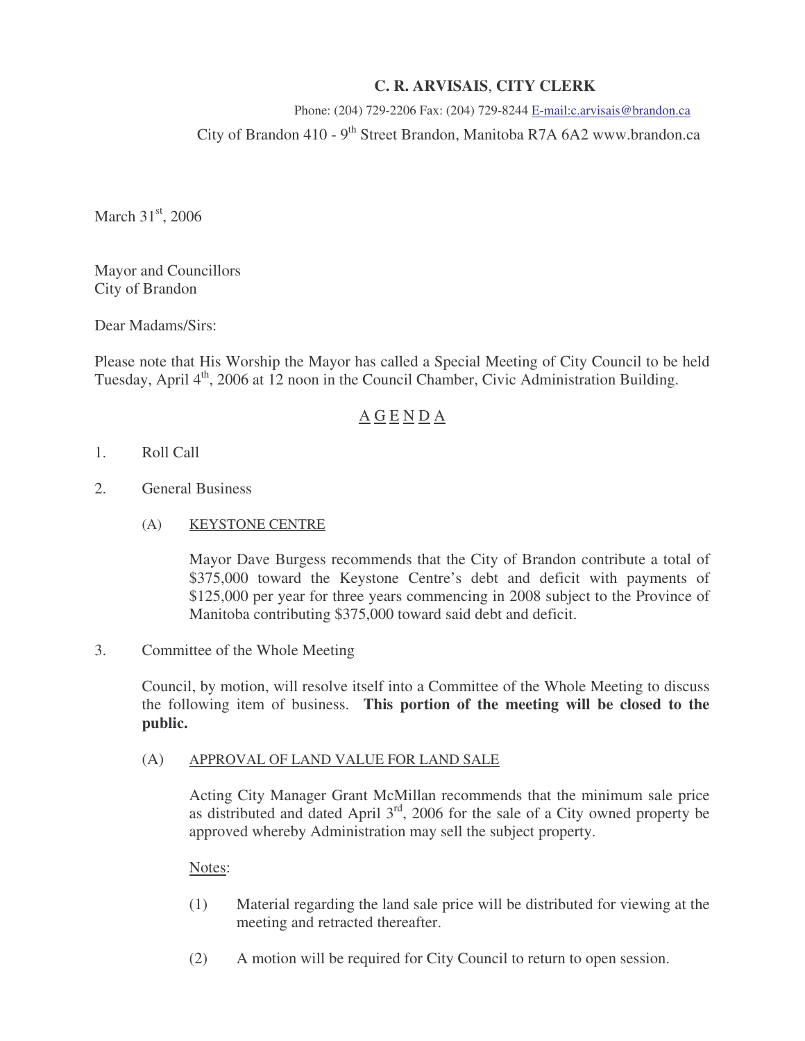**C. R. ARVISAIS, CITY CLERK**

Phone: (204) 729-2206 Fax: (204) 729-8244 E-mail:c.arvisais@brandon.ca

City of Brandon 410 - 9th Street Brandon, Manitoba R7A 6A2 www.brandon.ca

March 31st, 2006

Mayor and Councillors
City of Brandon

Dear Madams/Sirs:

Please note that His Worship the Mayor has called a Special Meeting of City Council to be held Tuesday, April 4th, 2006 at 12 noon in the Council Chamber, Civic Administration Building.

# A G E N D A

1. Roll Call

2. General Business

   (A) KEYSTONE CENTRE

   Mayor Dave Burgess recommends that the City of Brandon contribute a total of $375,000 toward the Keystone Centre's debt and deficit with payments of $125,000 per year for three years commencing in 2008 subject to the Province of Manitoba contributing $375,000 toward said debt and deficit.

3. Committee of the Whole Meeting

   Council, by motion, will resolve itself into a Committee of the Whole Meeting to discuss the following item of business. **This portion of the meeting will be closed to the public.**

   (A) APPROVAL OF LAND VALUE FOR LAND SALE

   Acting City Manager Grant McMillan recommends that the minimum sale price as distributed and dated April 3rd, 2006 for the sale of a City owned property be approved whereby Administration may sell the subject property.

   Notes:

   (1) Material regarding the land sale price will be distributed for viewing at the meeting and retracted thereafter.

   (2) A motion will be required for City Council to return to open session.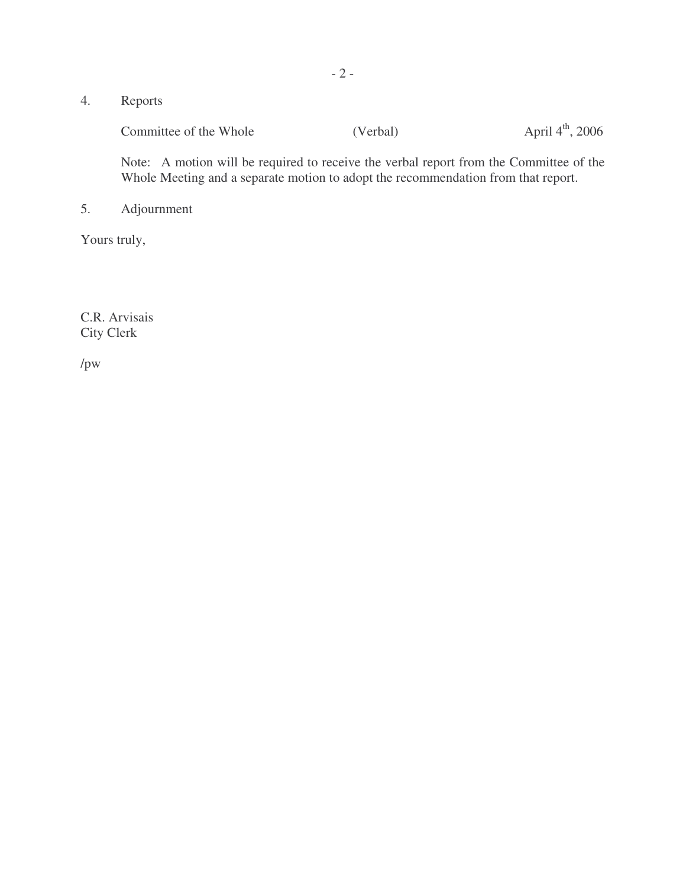4. Reports

Committee of the Whole (Verbal) April 4th, 2006

Note: A motion will be required to receive the verbal report from the Committee of the Whole Meeting and a separate motion to adopt the recommendation from that report.

5. Adjournment

Yours truly,

C.R. Arvisais
City Clerk

/pw